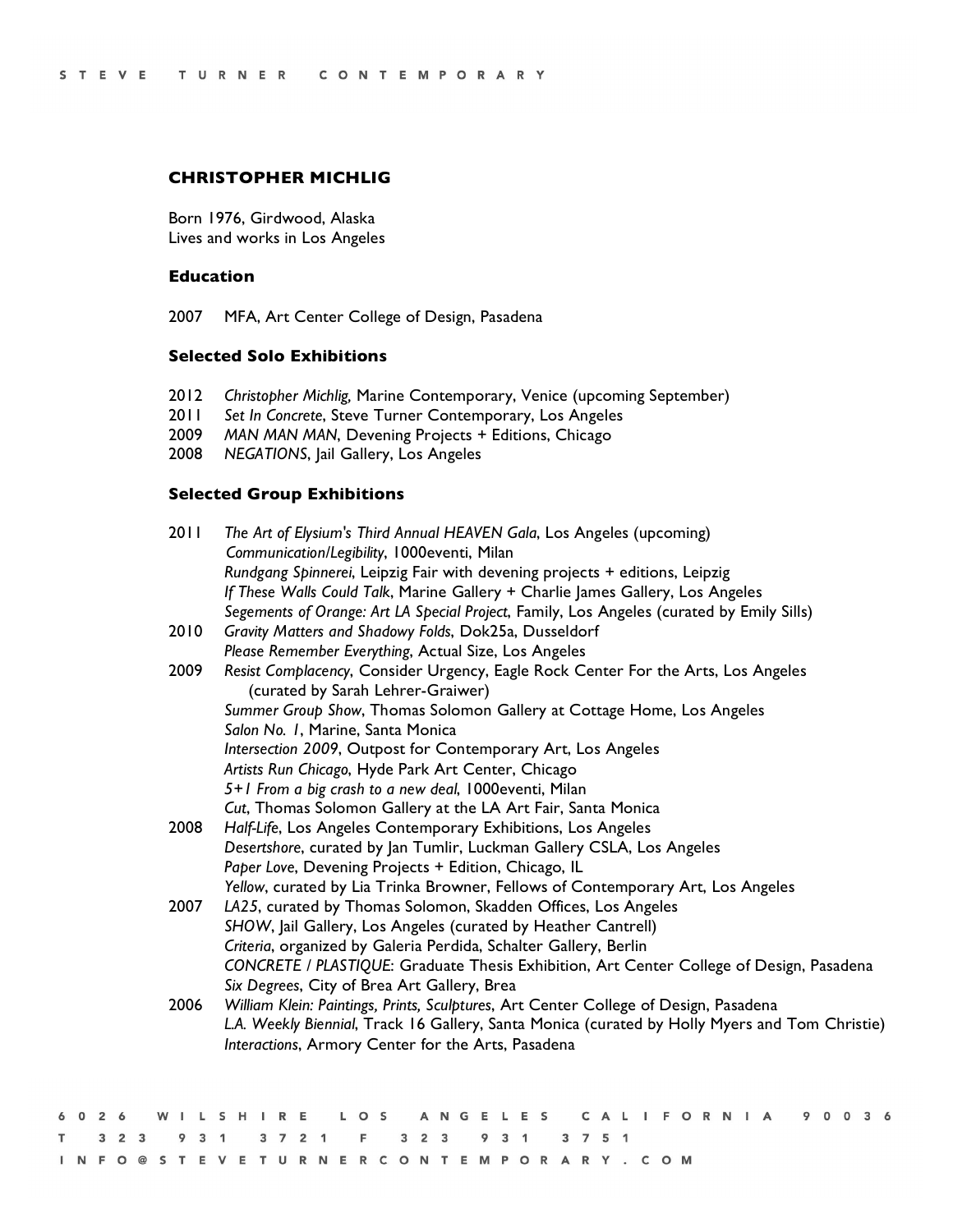# CHRISTOPHER MICHLIG

Born 1976, Girdwood, Alaska
Lives and works in Los Angeles

## Education

2007 MFA, Art Center College of Design, Pasadena

## Selected Solo Exhibitions

2012 *Christopher Michlig,* Marine Contemporary, Venice (upcoming September)
2011 *Set In Concrete*, Steve Turner Contemporary, Los Angeles
2009 *MAN MAN MAN*, Devening Projects + Editions, Chicago
2008 *NEGATIONS*, Jail Gallery, Los Angeles

## Selected Group Exhibitions

2011 *The Art of Elysium's Third Annual HEAVEN Gala*, Los Angeles (upcoming)
*Communication/Legibility*, 1000eventi, Milan
*Rundgang Spinnerei*, Leipzig Fair with devening projects + editions, Leipzig
*If These Walls Could Talk*, Marine Gallery + Charlie James Gallery, Los Angeles
*Segements of Orange: Art LA Special Project*, Family, Los Angeles (curated by Emily Sills)

2010 *Gravity Matters and Shadowy Folds*, Dok25a, Dusseldorf
*Please Remember Everything*, Actual Size, Los Angeles

2009 *Resist Complacency*, Consider Urgency, Eagle Rock Center For the Arts, Los Angeles (curated by Sarah Lehrer-Graiwer)
*Summer Group Show*, Thomas Solomon Gallery at Cottage Home, Los Angeles
*Salon No. 1*, Marine, Santa Monica
*Intersection 2009*, Outpost for Contemporary Art, Los Angeles
*Artists Run Chicago*, Hyde Park Art Center, Chicago
*5+1 From a big crash to a new deal*, 1000eventi, Milan
*Cut*, Thomas Solomon Gallery at the LA Art Fair, Santa Monica

2008 *Half-Life*, Los Angeles Contemporary Exhibitions, Los Angeles
*Desertshore*, curated by Jan Tumlir, Luckman Gallery CSLA, Los Angeles
*Paper Love*, Devening Projects + Edition, Chicago, IL
*Yellow*, curated by Lia Trinka Browner, Fellows of Contemporary Art, Los Angeles

2007 *LA25*, curated by Thomas Solomon, Skadden Offices, Los Angeles
*SHOW*, Jail Gallery, Los Angeles (curated by Heather Cantrell)
*Criteria*, organized by Galeria Perdida, Schalter Gallery, Berlin
*CONCRETE / PLASTIQUE*: Graduate Thesis Exhibition, Art Center College of Design, Pasadena
*Six Degrees*, City of Brea Art Gallery, Brea

2006 *William Klein: Paintings, Prints, Sculptures*, Art Center College of Design, Pasadena
*L.A. Weekly Biennial*, Track 16 Gallery, Santa Monica (curated by Holly Myers and Tom Christie)
*Interactions*, Armory Center for the Arts, Pasadena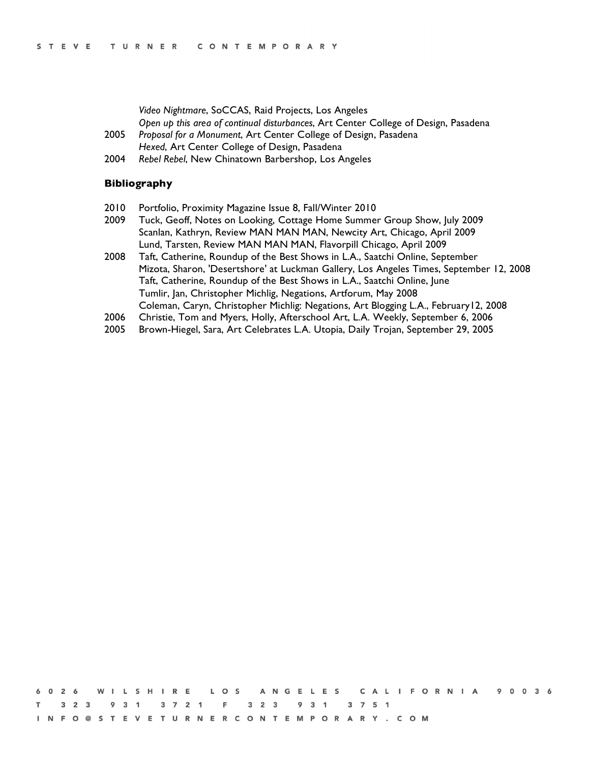*Video Nightmare*, SoCCAS, Raid Projects, Los Angeles
*Open up this area of continual disturbances*, Art Center College of Design, Pasadena
2005 *Proposal for a Monument*, Art Center College of Design, Pasadena
*Hexed*, Art Center College of Design, Pasadena
2004 *Rebel Rebel*, New Chinatown Barbershop, Los Angeles

**Bibliography**

2010 Portfolio, Proximity Magazine Issue 8, Fall/Winter 2010
2009 Tuck, Geoff, Notes on Looking, Cottage Home Summer Group Show, July 2009
Scanlan, Kathryn, Review MAN MAN MAN, Newcity Art, Chicago, April 2009
Lund, Tarsten, Review MAN MAN MAN, Flavorpill Chicago, April 2009
2008 Taft, Catherine, Roundup of the Best Shows in L.A., Saatchi Online, September
Mizota, Sharon, 'Desertshore' at Luckman Gallery, Los Angeles Times, September 12, 2008
Taft, Catherine, Roundup of the Best Shows in L.A., Saatchi Online, June
Tumlir, Jan, Christopher Michlig, Negations, Artforum, May 2008
Coleman, Caryn, Christopher Michlig: Negations, Art Blogging L.A., February12, 2008
2006 Christie, Tom and Myers, Holly, Afterschool Art, L.A. Weekly, September 6, 2006
2005 Brown-Hiegel, Sara, Art Celebrates L.A. Utopia, Daily Trojan, September 29, 2005